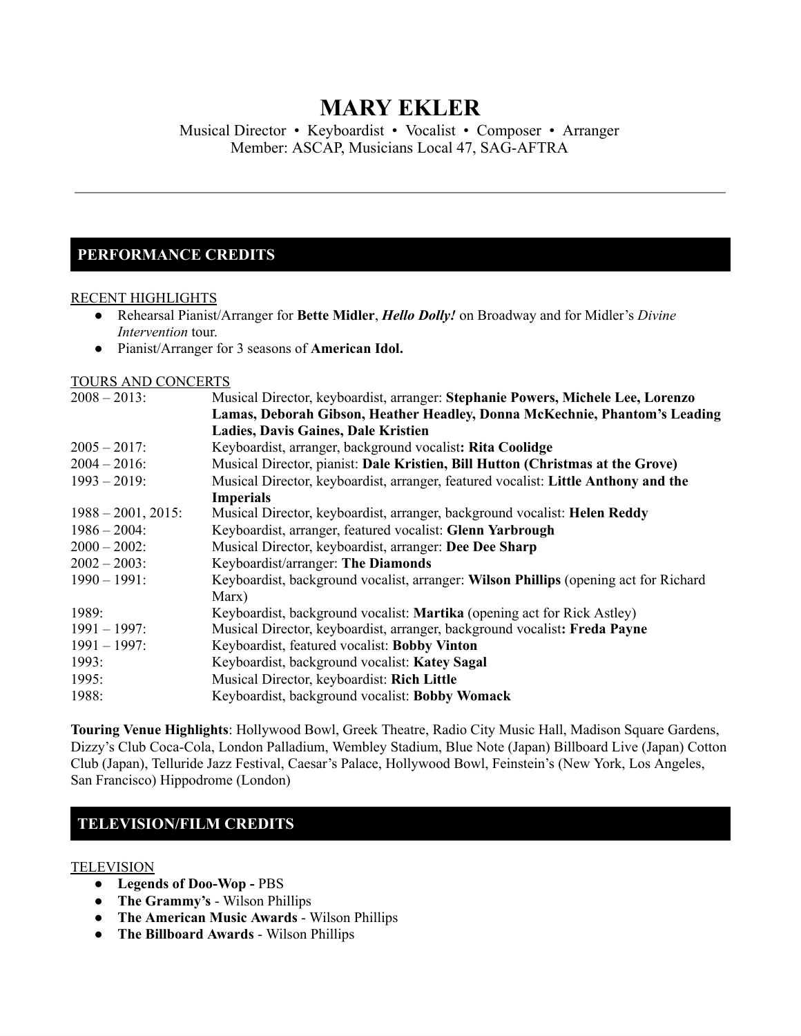# MARY EKLER

Musical Director • Keyboardist • Vocalist • Composer • Arranger
Member: ASCAP, Musicians Local 47, SAG-AFTRA

---

## PERFORMANCE CREDITS

RECENT HIGHLIGHTS

- Rehearsal Pianist/Arranger for **Bette Midler**, ***Hello Dolly!*** on Broadway and for Midler's *Divine Intervention* tour.
- Pianist/Arranger for 3 seasons of **American Idol.**

TOURS AND CONCERTS

| | |
|---|---|
| 2008 – 2013: | Musical Director, keyboardist, arranger: **Stephanie Powers, Michele Lee, Lorenzo Lamas, Deborah Gibson, Heather Headley, Donna McKechnie, Phantom's Leading Ladies, Davis Gaines, Dale Kristien** |
| 2005 – 2017: | Keyboardist, arranger, background vocalist**: Rita Coolidge** |
| 2004 – 2016: | Musical Director, pianist: **Dale Kristien, Bill Hutton (Christmas at the Grove)** |
| 1993 – 2019: | Musical Director, keyboardist, arranger, featured vocalist: **Little Anthony and the Imperials** |
| 1988 – 2001, 2015: | Musical Director, keyboardist, arranger, background vocalist: **Helen Reddy** |
| 1986 – 2004: | Keyboardist, arranger, featured vocalist: **Glenn Yarbrough** |
| 2000 – 2002: | Musical Director, keyboardist, arranger: **Dee Dee Sharp** |
| 2002 – 2003: | Keyboardist/arranger: **The Diamonds** |
| 1990 – 1991: | Keyboardist, background vocalist, arranger: **Wilson Phillips** (opening act for Richard Marx) |
| 1989: | Keyboardist, background vocalist: **Martika** (opening act for Rick Astley) |
| 1991 – 1997: | Musical Director, keyboardist, arranger, background vocalist**: Freda Payne** |
| 1991 – 1997: | Keyboardist, featured vocalist: **Bobby Vinton** |
| 1993: | Keyboardist, background vocalist: **Katey Sagal** |
| 1995: | Musical Director, keyboardist: **Rich Little** |
| 1988: | Keyboardist, background vocalist: **Bobby Womack** |

**Touring Venue Highlights**: Hollywood Bowl, Greek Theatre, Radio City Music Hall, Madison Square Gardens, Dizzy's Club Coca-Cola, London Palladium, Wembley Stadium, Blue Note (Japan) Billboard Live (Japan) Cotton Club (Japan), Telluride Jazz Festival, Caesar's Palace, Hollywood Bowl, Feinstein's (New York, Los Angeles, San Francisco) Hippodrome (London)

## TELEVISION/FILM CREDITS

TELEVISION

- **Legends of Doo-Wop -** PBS
- **The Grammy's** - Wilson Phillips
- **The American Music Awards** - Wilson Phillips
- **The Billboard Awards** - Wilson Phillips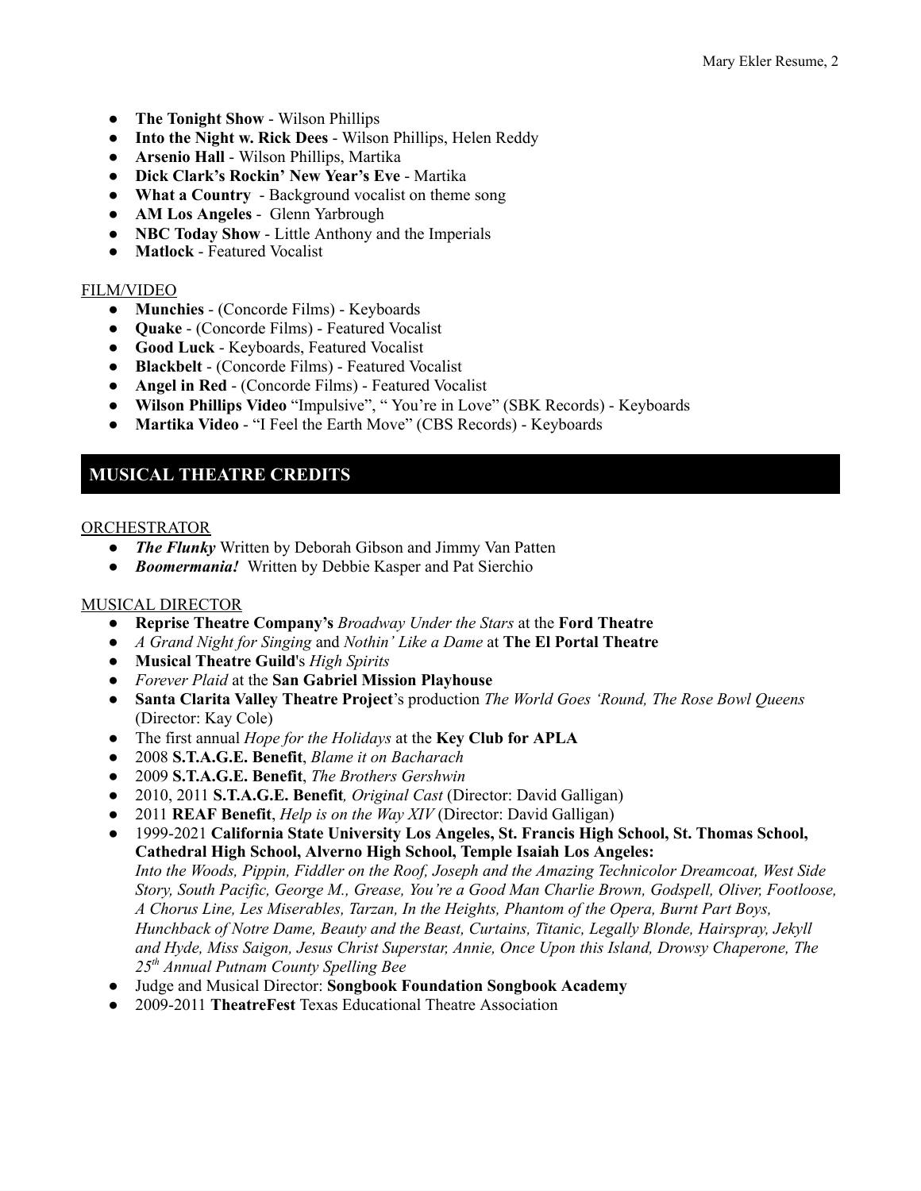- **The Tonight Show** - Wilson Phillips
- **Into the Night w. Rick Dees** - Wilson Phillips, Helen Reddy
- **Arsenio Hall** - Wilson Phillips, Martika
- **Dick Clark's Rockin' New Year's Eve** - Martika
- **What a Country** - Background vocalist on theme song
- **AM Los Angeles** - Glenn Yarbrough
- **NBC Today Show** - Little Anthony and the Imperials
- **Matlock** - Featured Vocalist

FILM/VIDEO

- **Munchies** - (Concorde Films) - Keyboards
- **Quake** - (Concorde Films) - Featured Vocalist
- **Good Luck** - Keyboards, Featured Vocalist
- **Blackbelt** - (Concorde Films) - Featured Vocalist
- **Angel in Red** - (Concorde Films) - Featured Vocalist
- **Wilson Phillips Video** "Impulsive", " You're in Love" (SBK Records) - Keyboards
- **Martika Video** - "I Feel the Earth Move" (CBS Records) - Keyboards

## MUSICAL THEATRE CREDITS

ORCHESTRATOR

- ***The Flunky*** Written by Deborah Gibson and Jimmy Van Patten
- ***Boomermania!*** Written by Debbie Kasper and Pat Sierchio

MUSICAL DIRECTOR

- **Reprise Theatre Company's** *Broadway Under the Stars* at the **Ford Theatre**
- *A Grand Night for Singing* and *Nothin' Like a Dame* at **The El Portal Theatre**
- **Musical Theatre Guild**'s *High Spirits*
- *Forever Plaid* at the **San Gabriel Mission Playhouse**
- **Santa Clarita Valley Theatre Project**'s production *The World Goes 'Round, The Rose Bowl Queens* (Director: Kay Cole)
- The first annual *Hope for the Holidays* at the **Key Club for APLA**
- 2008 **S.T.A.G.E. Benefit**, *Blame it on Bacharach*
- 2009 **S.T.A.G.E. Benefit**, *The Brothers Gershwin*
- 2010, 2011 **S.T.A.G.E. Benefit***, Original Cast* (Director: David Galligan)
- 2011 **REAF Benefit**, *Help is on the Way XIV* (Director: David Galligan)
- 1999-2021 **California State University Los Angeles, St. Francis High School, St. Thomas School, Cathedral High School, Alverno High School, Temple Isaiah Los Angeles:** *Into the Woods, Pippin, Fiddler on the Roof, Joseph and the Amazing Technicolor Dreamcoat, West Side Story, South Pacific, George M., Grease, You're a Good Man Charlie Brown, Godspell, Oliver, Footloose, A Chorus Line, Les Miserables, Tarzan, In the Heights, Phantom of the Opera, Burnt Part Boys, Hunchback of Notre Dame, Beauty and the Beast, Curtains, Titanic, Legally Blonde, Hairspray, Jekyll and Hyde, Miss Saigon, Jesus Christ Superstar, Annie, Once Upon this Island, Drowsy Chaperone, The 25th Annual Putnam County Spelling Bee*
- Judge and Musical Director: **Songbook Foundation Songbook Academy**
- 2009-2011 **TheatreFest** Texas Educational Theatre Association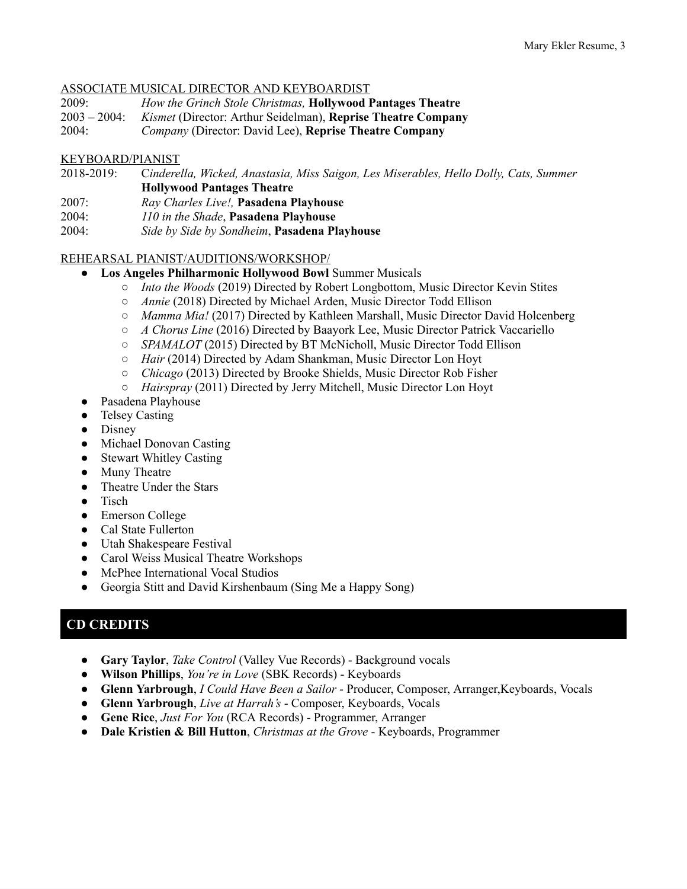ASSOCIATE MUSICAL DIRECTOR AND KEYBOARDIST

2009: *How the Grinch Stole Christmas,* **Hollywood Pantages Theatre**
2003 – 2004: *Kismet* (Director: Arthur Seidelman), **Reprise Theatre Company**
2004: *Company* (Director: David Lee), **Reprise Theatre Company**

KEYBOARD/PIANIST

2018-2019: C*inderella, Wicked, Anastasia, Miss Saigon, Les Miserables, Hello Dolly, Cats, Summer* **Hollywood Pantages Theatre**
2007: *Ray Charles Live!,* **Pasadena Playhouse**
2004: *110 in the Shade*, **Pasadena Playhouse**
2004: *Side by Side by Sondheim*, **Pasadena Playhouse**

REHEARSAL PIANIST/AUDITIONS/WORKSHOP/

- **Los Angeles Philharmonic Hollywood Bowl** Summer Musicals
  - *Into the Woods* (2019) Directed by Robert Longbottom, Music Director Kevin Stites
  - *Annie* (2018) Directed by Michael Arden, Music Director Todd Ellison
  - *Mamma Mia!* (2017) Directed by Kathleen Marshall, Music Director David Holcenberg
  - *A Chorus Line* (2016) Directed by Baayork Lee, Music Director Patrick Vaccariello
  - *SPAMALOT* (2015) Directed by BT McNicholl, Music Director Todd Ellison
  - *Hair* (2014) Directed by Adam Shankman, Music Director Lon Hoyt
  - *Chicago* (2013) Directed by Brooke Shields, Music Director Rob Fisher
  - *Hairspray* (2011) Directed by Jerry Mitchell, Music Director Lon Hoyt
- Pasadena Playhouse
- Telsey Casting
- Disney
- Michael Donovan Casting
- Stewart Whitley Casting
- Muny Theatre
- Theatre Under the Stars
- Tisch
- Emerson College
- Cal State Fullerton
- Utah Shakespeare Festival
- Carol Weiss Musical Theatre Workshops
- McPhee International Vocal Studios
- Georgia Stitt and David Kirshenbaum (Sing Me a Happy Song)

## CD CREDITS

- **Gary Taylor**, *Take Control* (Valley Vue Records) - Background vocals
- **Wilson Phillips**, *You're in Love* (SBK Records) - Keyboards
- **Glenn Yarbrough**, *I Could Have Been a Sailor* - Producer, Composer, Arranger,Keyboards, Vocals
- **Glenn Yarbrough**, *Live at Harrah's* - Composer, Keyboards, Vocals
- **Gene Rice**, *Just For You* (RCA Records) - Programmer, Arranger
- **Dale Kristien & Bill Hutton**, *Christmas at the Grove* - Keyboards, Programmer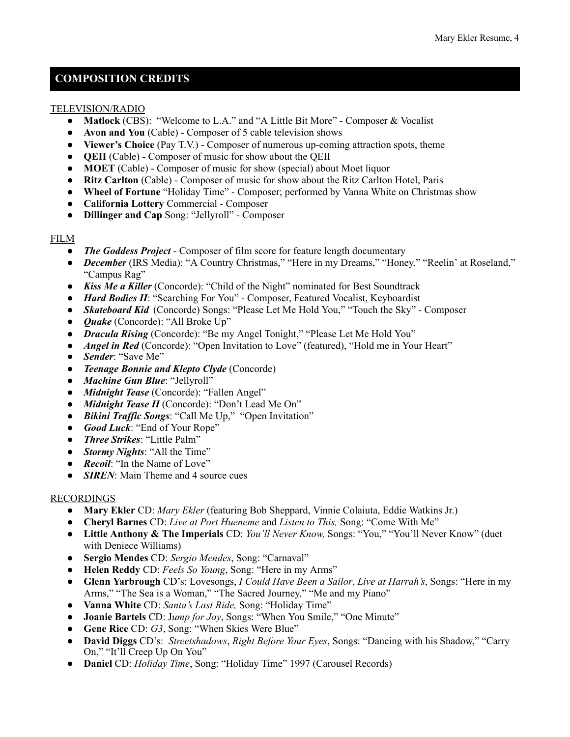## COMPOSITION CREDITS

TELEVISION/RADIO

- **Matlock** (CBS): "Welcome to L.A." and "A Little Bit More" - Composer & Vocalist
- **Avon and You** (Cable) - Composer of 5 cable television shows
- **Viewer's Choice** (Pay T.V.) - Composer of numerous up-coming attraction spots, theme
- **QEII** (Cable) - Composer of music for show about the QEII
- **MOET** (Cable) - Composer of music for show (special) about Moet liquor
- **Ritz Carlton** (Cable) - Composer of music for show about the Ritz Carlton Hotel, Paris
- **Wheel of Fortune** "Holiday Time" - Composer; performed by Vanna White on Christmas show
- **California Lottery** Commercial - Composer
- **Dillinger and Cap** Song: "Jellyroll" - Composer

FILM

- ***The Goddess Project*** - Composer of film score for feature length documentary
- ***December*** (IRS Media): "A Country Christmas," "Here in my Dreams," "Honey," "Reelin' at Roseland," "Campus Rag"
- ***Kiss Me a Killer*** (Concorde): "Child of the Night" nominated for Best Soundtrack
- ***Hard Bodies II***: "Searching For You" - Composer, Featured Vocalist, Keyboardist
- ***Skateboard Kid*** (Concorde) Songs: "Please Let Me Hold You," "Touch the Sky" - Composer
- ***Quake*** (Concorde): "All Broke Up"
- ***Dracula Rising*** (Concorde): "Be my Angel Tonight," "Please Let Me Hold You"
- ***Angel in Red*** (Concorde): "Open Invitation to Love" (featured), "Hold me in Your Heart"
- ***Sender***: "Save Me"
- ***Teenage Bonnie and Klepto Clyde*** (Concorde)
- ***Machine Gun Blue***: "Jellyroll"
- ***Midnight Tease*** (Concorde): "Fallen Angel"
- ***Midnight Tease II*** (Concorde): "Don't Lead Me On"
- ***Bikini Traffic Songs***: "Call Me Up," "Open Invitation"
- ***Good Luck***: "End of Your Rope"
- ***Three Strikes***: "Little Palm"
- ***Stormy Nights***: "All the Time"
- ***Recoil***: "In the Name of Love"
- ***SIREN***: Main Theme and 4 source cues

RECORDINGS

- **Mary Ekler** CD: *Mary Ekler* (featuring Bob Sheppard, Vinnie Colaiuta, Eddie Watkins Jr.)
- **Cheryl Barnes** CD: *Live at Port Hueneme* and *Listen to This,* Song: "Come With Me"
- **Little Anthony & The Imperials** CD: *You'll Never Know,* Songs: "You," "You'll Never Know" (duet with Deniece Williams)
- **Sergio Mendes** CD: *Sergio Mendes*, Song: "Carnaval"
- **Helen Reddy** CD: *Feels So Young*, Song: "Here in my Arms"
- **Glenn Yarbrough** CD's: Lovesongs, *I Could Have Been a Sailor*, *Live at Harrah's*, Songs: "Here in my Arms," "The Sea is a Woman," "The Sacred Journey," "Me and my Piano"
- **Vanna White** CD: *Santa's Last Ride,* Song: "Holiday Time"
- **Joanie Bartels** CD: J*ump for Joy*, Songs: "When You Smile," "One Minute"
- **Gene Rice** CD: *G3*, Song: "When Skies Were Blue"
- **David Diggs** CD's: *Streetshadows*, *Right Before Your Eyes*, Songs: "Dancing with his Shadow," "Carry On," "It'll Creep Up On You"
- **Daniel** CD: *Holiday Time*, Song: "Holiday Time" 1997 (Carousel Records)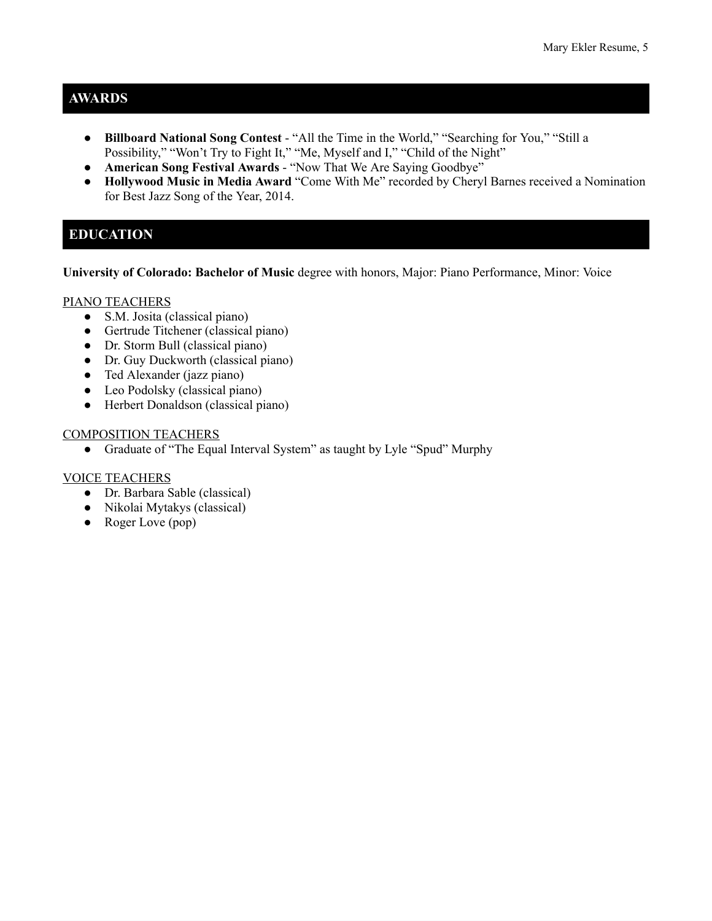## AWARDS

- **Billboard National Song Contest** - “All the Time in the World,” “Searching for You,” “Still a Possibility,” “Won’t Try to Fight It,” “Me, Myself and I,” “Child of the Night”
- **American Song Festival Awards** - “Now That We Are Saying Goodbye”
- **Hollywood Music in Media Award** “Come With Me” recorded by Cheryl Barnes received a Nomination for Best Jazz Song of the Year, 2014.

## EDUCATION

**University of Colorado: Bachelor of Music** degree with honors, Major: Piano Performance, Minor: Voice

PIANO TEACHERS

- S.M. Josita (classical piano)
- Gertrude Titchener (classical piano)
- Dr. Storm Bull (classical piano)
- Dr. Guy Duckworth (classical piano)
- Ted Alexander (jazz piano)
- Leo Podolsky (classical piano)
- Herbert Donaldson (classical piano)

COMPOSITION TEACHERS

- Graduate of “The Equal Interval System” as taught by Lyle “Spud” Murphy

VOICE TEACHERS

- Dr. Barbara Sable (classical)
- Nikolai Mytakys (classical)
- Roger Love (pop)